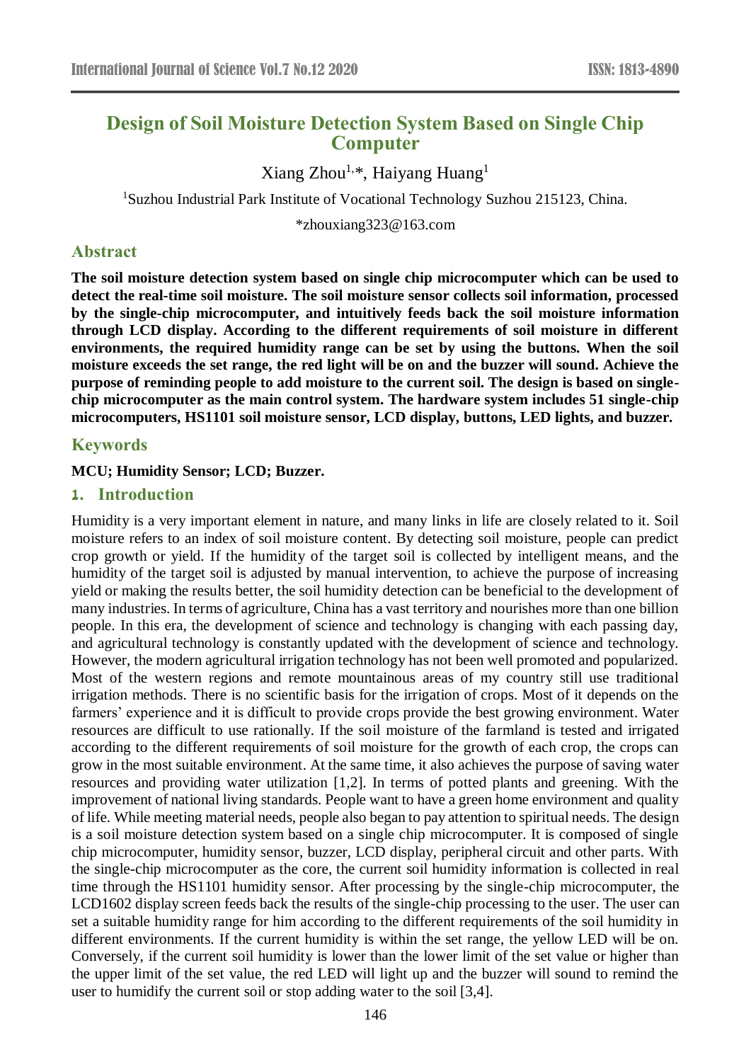# Design of Soil Moisture Detection System Based on Single Chip Computer

Xiang Zhou[1,*], Haiyang Huang[1]

[1]Suzhou Industrial Park Institute of Vocational Technology Suzhou 215123, China.

*zhouxiang323@163.com

## Abstract

**The soil moisture detection system based on single chip microcomputer which can be used to detect the real-time soil moisture. The soil moisture sensor collects soil information, processed by the single-chip microcomputer, and intuitively feeds back the soil moisture information through LCD display. According to the different requirements of soil moisture in different environments, the required humidity range can be set by using the buttons. When the soil moisture exceeds the set range, the red light will be on and the buzzer will sound. Achieve the purpose of reminding people to add moisture to the current soil. The design is based on single-chip microcomputer as the main control system. The hardware system includes 51 single-chip microcomputers, HS1101 soil moisture sensor, LCD display, buttons, LED lights, and buzzer.**

## Keywords

**MCU; Humidity Sensor; LCD; Buzzer.**

## 1. Introduction

Humidity is a very important element in nature, and many links in life are closely related to it. Soil moisture refers to an index of soil moisture content. By detecting soil moisture, people can predict crop growth or yield. If the humidity of the target soil is collected by intelligent means, and the humidity of the target soil is adjusted by manual intervention, to achieve the purpose of increasing yield or making the results better, the soil humidity detection can be beneficial to the development of many industries. In terms of agriculture, China has a vast territory and nourishes more than one billion people. In this era, the development of science and technology is changing with each passing day, and agricultural technology is constantly updated with the development of science and technology. However, the modern agricultural irrigation technology has not been well promoted and popularized. Most of the western regions and remote mountainous areas of my country still use traditional irrigation methods. There is no scientific basis for the irrigation of crops. Most of it depends on the farmers' experience and it is difficult to provide crops provide the best growing environment. Water resources are difficult to use rationally. If the soil moisture of the farmland is tested and irrigated according to the different requirements of soil moisture for the growth of each crop, the crops can grow in the most suitable environment. At the same time, it also achieves the purpose of saving water resources and providing water utilization [1,2]. In terms of potted plants and greening. With the improvement of national living standards. People want to have a green home environment and quality of life. While meeting material needs, people also began to pay attention to spiritual needs. The design is a soil moisture detection system based on a single chip microcomputer. It is composed of single chip microcomputer, humidity sensor, buzzer, LCD display, peripheral circuit and other parts. With the single-chip microcomputer as the core, the current soil humidity information is collected in real time through the HS1101 humidity sensor. After processing by the single-chip microcomputer, the LCD1602 display screen feeds back the results of the single-chip processing to the user. The user can set a suitable humidity range for him according to the different requirements of the soil humidity in different environments. If the current humidity is within the set range, the yellow LED will be on. Conversely, if the current soil humidity is lower than the lower limit of the set value or higher than the upper limit of the set value, the red LED will light up and the buzzer will sound to remind the user to humidify the current soil or stop adding water to the soil [3,4].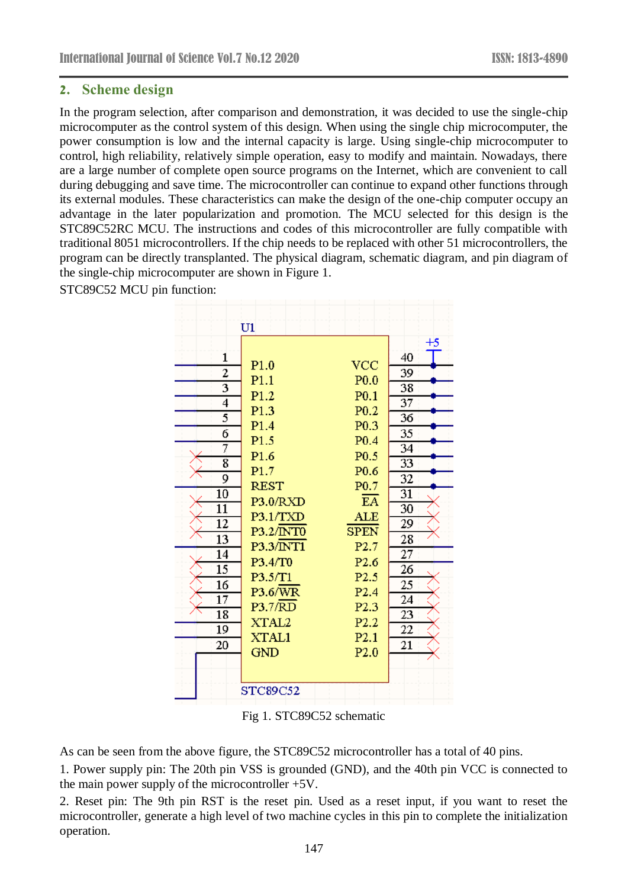## 2. Scheme design

In the program selection, after comparison and demonstration, it was decided to use the single-chip microcomputer as the control system of this design. When using the single chip microcomputer, the power consumption is low and the internal capacity is large. Using single-chip microcomputer to control, high reliability, relatively simple operation, easy to modify and maintain. Nowadays, there are a large number of complete open source programs on the Internet, which are convenient to call during debugging and save time. The microcontroller can continue to expand other functions through its external modules. These characteristics can make the design of the one-chip computer occupy an advantage in the later popularization and promotion. The MCU selected for this design is the STC89C52RC MCU. The instructions and codes of this microcontroller are fully compatible with traditional 8051 microcontrollers. If the chip needs to be replaced with other 51 microcontrollers, the program can be directly transplanted. The physical diagram, schematic diagram, and pin diagram of the single-chip microcomputer are shown in Figure 1.

STC89C52 MCU pin function:

Fig 1. STC89C52 schematic

As can be seen from the above figure, the STC89C52 microcontroller has a total of 40 pins.

1. Power supply pin: The 20th pin VSS is grounded (GND), and the 40th pin VCC is connected to the main power supply of the microcontroller +5V.

2. Reset pin: The 9th pin RST is the reset pin. Used as a reset input, if you want to reset the microcontroller, generate a high level of two machine cycles in this pin to complete the initialization operation.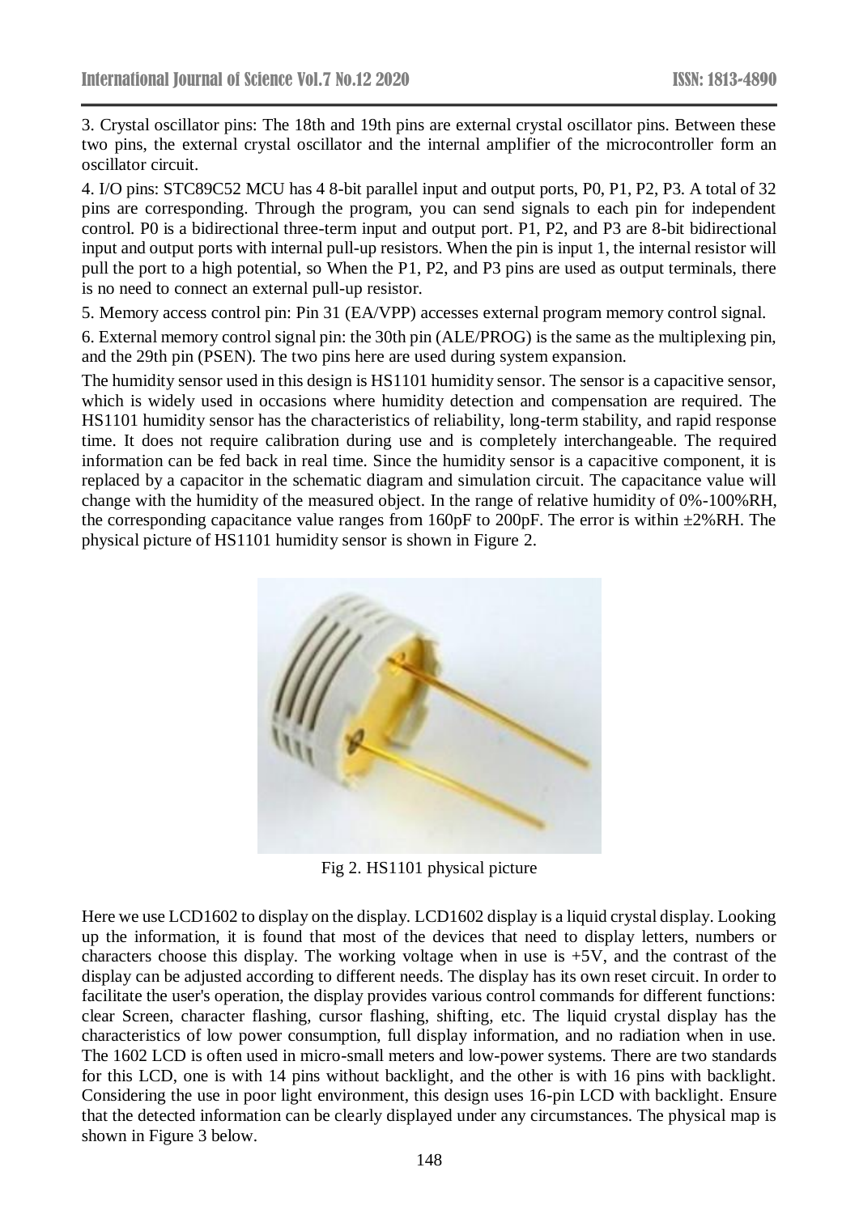3. Crystal oscillator pins: The 18th and 19th pins are external crystal oscillator pins. Between these two pins, the external crystal oscillator and the internal amplifier of the microcontroller form an oscillator circuit.

4. I/O pins: STC89C52 MCU has 4 8-bit parallel input and output ports, P0, P1, P2, P3. A total of 32 pins are corresponding. Through the program, you can send signals to each pin for independent control. P0 is a bidirectional three-term input and output port. P1, P2, and P3 are 8-bit bidirectional input and output ports with internal pull-up resistors. When the pin is input 1, the internal resistor will pull the port to a high potential, so When the P1, P2, and P3 pins are used as output terminals, there is no need to connect an external pull-up resistor.

5. Memory access control pin: Pin 31 (EA/VPP) accesses external program memory control signal.

6. External memory control signal pin: the 30th pin (ALE/PROG) is the same as the multiplexing pin, and the 29th pin (PSEN). The two pins here are used during system expansion.

The humidity sensor used in this design is HS1101 humidity sensor. The sensor is a capacitive sensor, which is widely used in occasions where humidity detection and compensation are required. The HS1101 humidity sensor has the characteristics of reliability, long-term stability, and rapid response time. It does not require calibration during use and is completely interchangeable. The required information can be fed back in real time. Since the humidity sensor is a capacitive component, it is replaced by a capacitor in the schematic diagram and simulation circuit. The capacitance value will change with the humidity of the measured object. In the range of relative humidity of 0%-100%RH, the corresponding capacitance value ranges from 160pF to 200pF. The error is within ±2%RH. The physical picture of HS1101 humidity sensor is shown in Figure 2.

Fig 2. HS1101 physical picture

Here we use LCD1602 to display on the display. LCD1602 display is a liquid crystal display. Looking up the information, it is found that most of the devices that need to display letters, numbers or characters choose this display. The working voltage when in use is +5V, and the contrast of the display can be adjusted according to different needs. The display has its own reset circuit. In order to facilitate the user's operation, the display provides various control commands for different functions: clear Screen, character flashing, cursor flashing, shifting, etc. The liquid crystal display has the characteristics of low power consumption, full display information, and no radiation when in use. The 1602 LCD is often used in micro-small meters and low-power systems. There are two standards for this LCD, one is with 14 pins without backlight, and the other is with 16 pins with backlight. Considering the use in poor light environment, this design uses 16-pin LCD with backlight. Ensure that the detected information can be clearly displayed under any circumstances. The physical map is shown in Figure 3 below.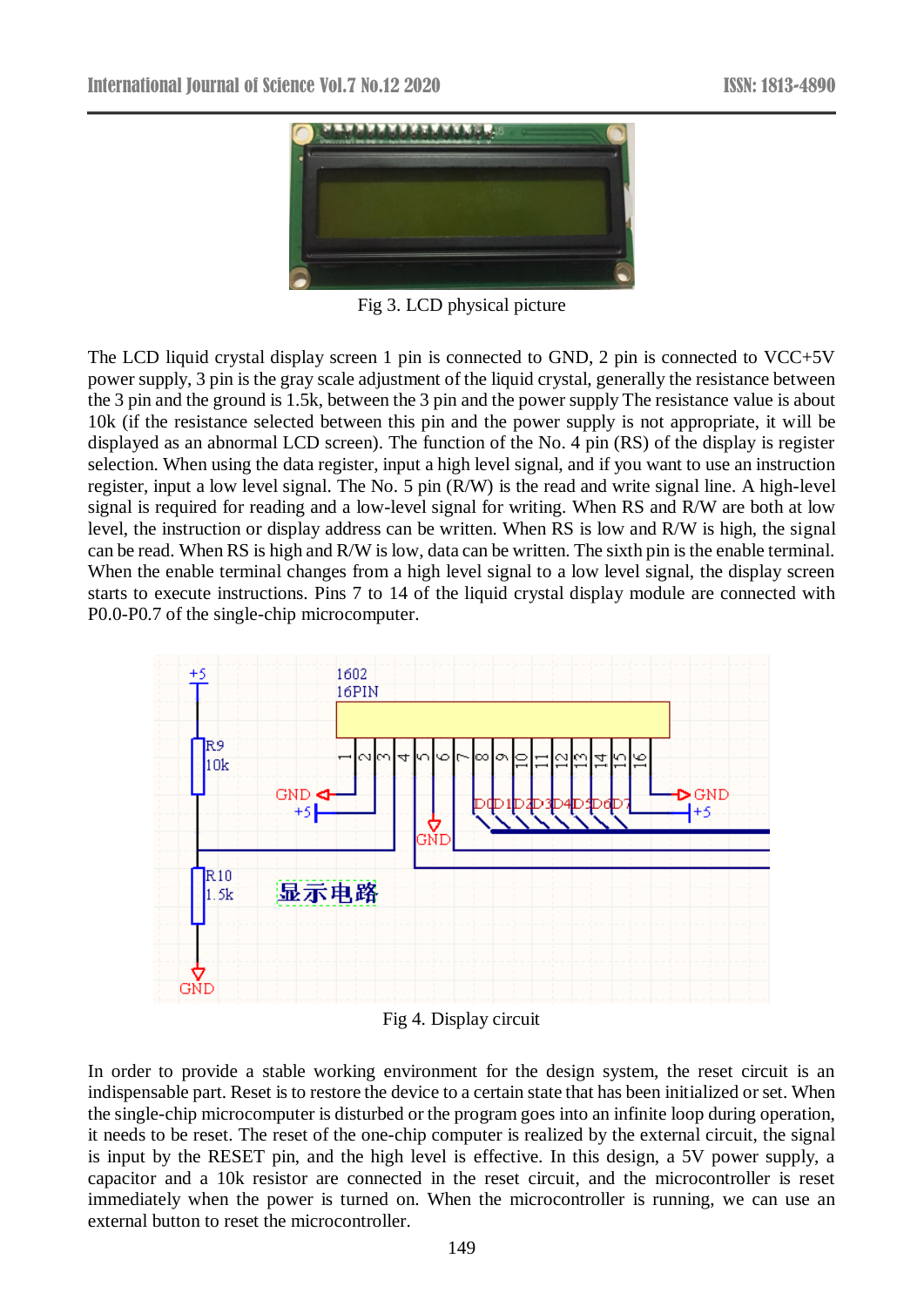Fig 3. LCD physical picture

The LCD liquid crystal display screen 1 pin is connected to GND, 2 pin is connected to VCC+5V power supply, 3 pin is the gray scale adjustment of the liquid crystal, generally the resistance between the 3 pin and the ground is 1.5k, between the 3 pin and the power supply The resistance value is about 10k (if the resistance selected between this pin and the power supply is not appropriate, it will be displayed as an abnormal LCD screen). The function of the No. 4 pin (RS) of the display is register selection. When using the data register, input a high level signal, and if you want to use an instruction register, input a low level signal. The No. 5 pin (R/W) is the read and write signal line. A high-level signal is required for reading and a low-level signal for writing. When RS and R/W are both at low level, the instruction or display address can be written. When RS is low and R/W is high, the signal can be read. When RS is high and R/W is low, data can be written. The sixth pin is the enable terminal. When the enable terminal changes from a high level signal to a low level signal, the display screen starts to execute instructions. Pins 7 to 14 of the liquid crystal display module are connected with P0.0-P0.7 of the single-chip microcomputer.

Fig 4. Display circuit

In order to provide a stable working environment for the design system, the reset circuit is an indispensable part. Reset is to restore the device to a certain state that has been initialized or set. When the single-chip microcomputer is disturbed or the program goes into an infinite loop during operation, it needs to be reset. The reset of the one-chip computer is realized by the external circuit, the signal is input by the RESET pin, and the high level is effective. In this design, a 5V power supply, a capacitor and a 10k resistor are connected in the reset circuit, and the microcontroller is reset immediately when the power is turned on. When the microcontroller is running, we can use an external button to reset the microcontroller.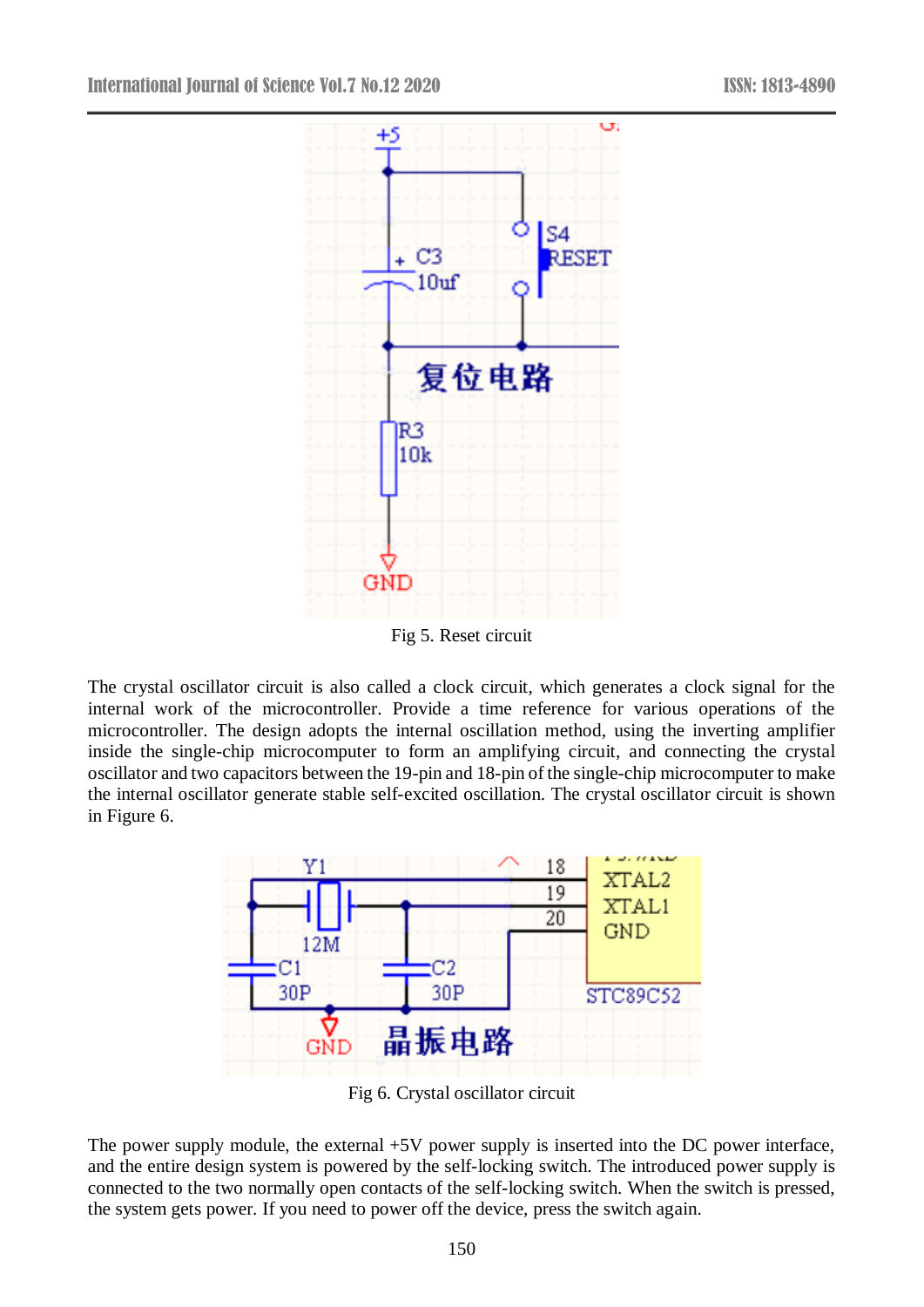+5

S4

RESET

C3

10uf

复位电路

R3

10k

GND

Fig 5. Reset circuit

The crystal oscillator circuit is also called a clock circuit, which generates a clock signal for the internal work of the microcontroller. Provide a time reference for various operations of the microcontroller. The design adopts the internal oscillation method, using the inverting amplifier inside the single-chip microcomputer to form an amplifying circuit, and connecting the crystal oscillator and two capacitors between the 19-pin and 18-pin of the single-chip microcomputer to make the internal oscillator generate stable self-excited oscillation. The crystal oscillator circuit is shown in Figure 6.

Y1

12M

C1

30P

C2

30P

18

19

20

XTAL2

XTAL1

GND

STC89C52

GND

晶振电路

Fig 6. Crystal oscillator circuit

The power supply module, the external +5V power supply is inserted into the DC power interface, and the entire design system is powered by the self-locking switch. The introduced power supply is connected to the two normally open contacts of the self-locking switch. When the switch is pressed, the system gets power. If you need to power off the device, press the switch again.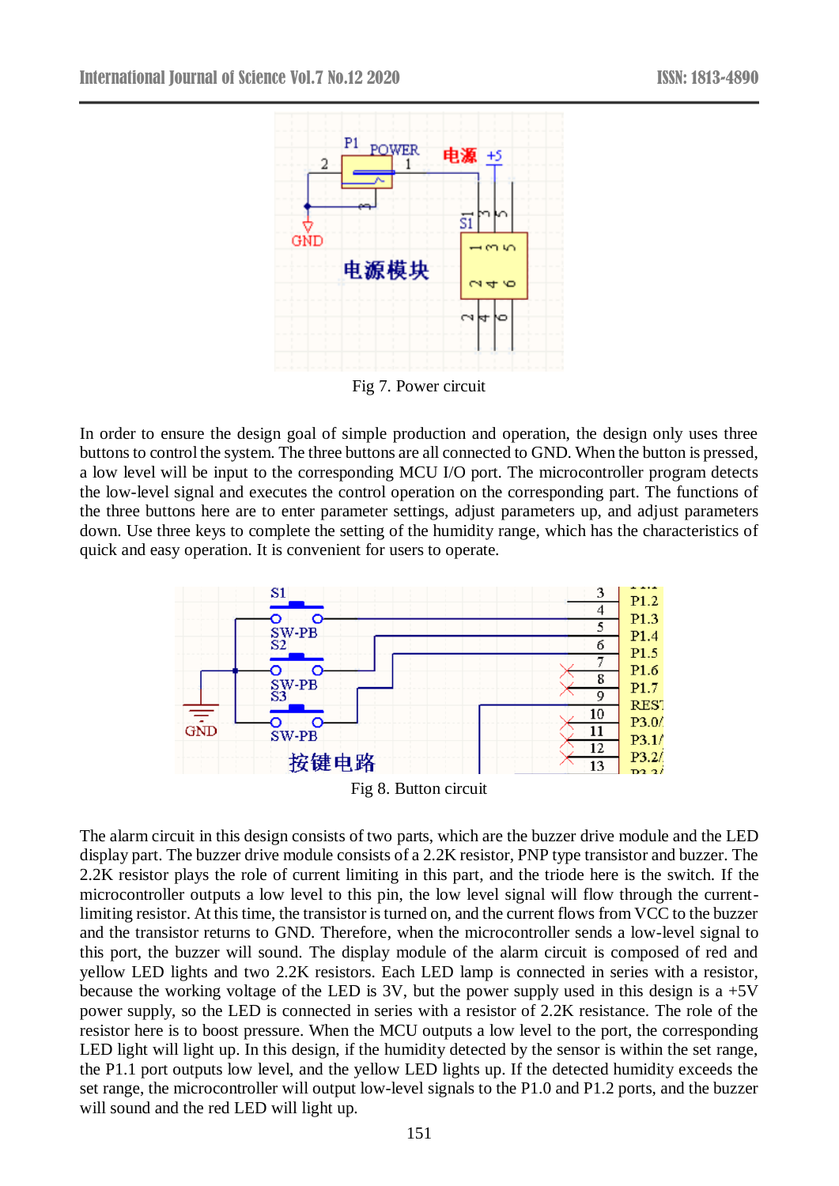Fig 7. Power circuit

In order to ensure the design goal of simple production and operation, the design only uses three buttons to control the system. The three buttons are all connected to GND. When the button is pressed, a low level will be input to the corresponding MCU I/O port. The microcontroller program detects the low-level signal and executes the control operation on the corresponding part. The functions of the three buttons here are to enter parameter settings, adjust parameters up, and adjust parameters down. Use three keys to complete the setting of the humidity range, which has the characteristics of quick and easy operation. It is convenient for users to operate.

Fig 8. Button circuit

The alarm circuit in this design consists of two parts, which are the buzzer drive module and the LED display part. The buzzer drive module consists of a 2.2K resistor, PNP type transistor and buzzer. The 2.2K resistor plays the role of current limiting in this part, and the triode here is the switch. If the microcontroller outputs a low level to this pin, the low level signal will flow through the current-limiting resistor. At this time, the transistor is turned on, and the current flows from VCC to the buzzer and the transistor returns to GND. Therefore, when the microcontroller sends a low-level signal to this port, the buzzer will sound. The display module of the alarm circuit is composed of red and yellow LED lights and two 2.2K resistors. Each LED lamp is connected in series with a resistor, because the working voltage of the LED is 3V, but the power supply used in this design is a +5V power supply, so the LED is connected in series with a resistor of 2.2K resistance. The role of the resistor here is to boost pressure. When the MCU outputs a low level to the port, the corresponding LED light will light up. In this design, if the humidity detected by the sensor is within the set range, the P1.1 port outputs low level, and the yellow LED lights up. If the detected humidity exceeds the set range, the microcontroller will output low-level signals to the P1.0 and P1.2 ports, and the buzzer will sound and the red LED will light up.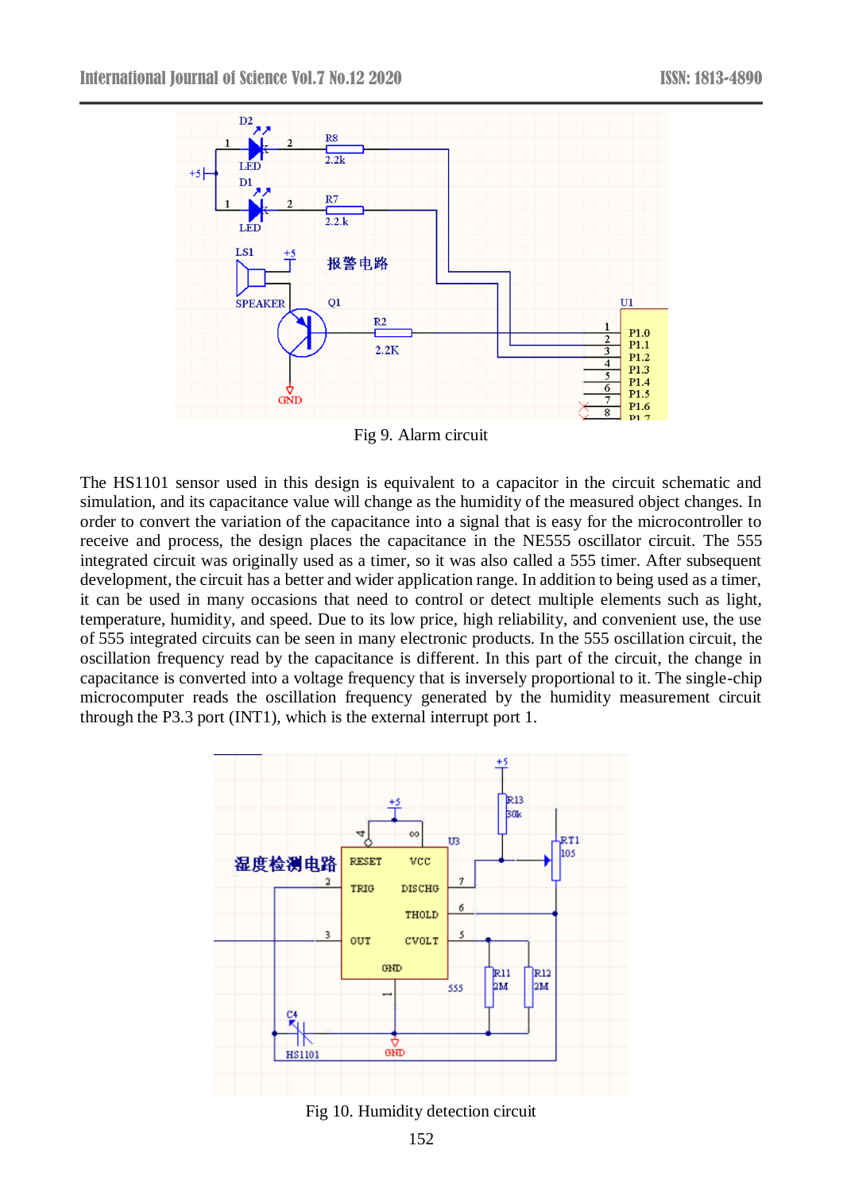Fig 9. Alarm circuit

The HS1101 sensor used in this design is equivalent to a capacitor in the circuit schematic and simulation, and its capacitance value will change as the humidity of the measured object changes. In order to convert the variation of the capacitance into a signal that is easy for the microcontroller to receive and process, the design places the capacitance in the NE555 oscillator circuit. The 555 integrated circuit was originally used as a timer, so it was also called a 555 timer. After subsequent development, the circuit has a better and wider application range. In addition to being used as a timer, it can be used in many occasions that need to control or detect multiple elements such as light, temperature, humidity, and speed. Due to its low price, high reliability, and convenient use, the use of 555 integrated circuits can be seen in many electronic products. In the 555 oscillation circuit, the oscillation frequency read by the capacitance is different. In this part of the circuit, the change in capacitance is converted into a voltage frequency that is inversely proportional to it. The single-chip microcomputer reads the oscillation frequency generated by the humidity measurement circuit through the P3.3 port (INT1), which is the external interrupt port 1.

Fig 10. Humidity detection circuit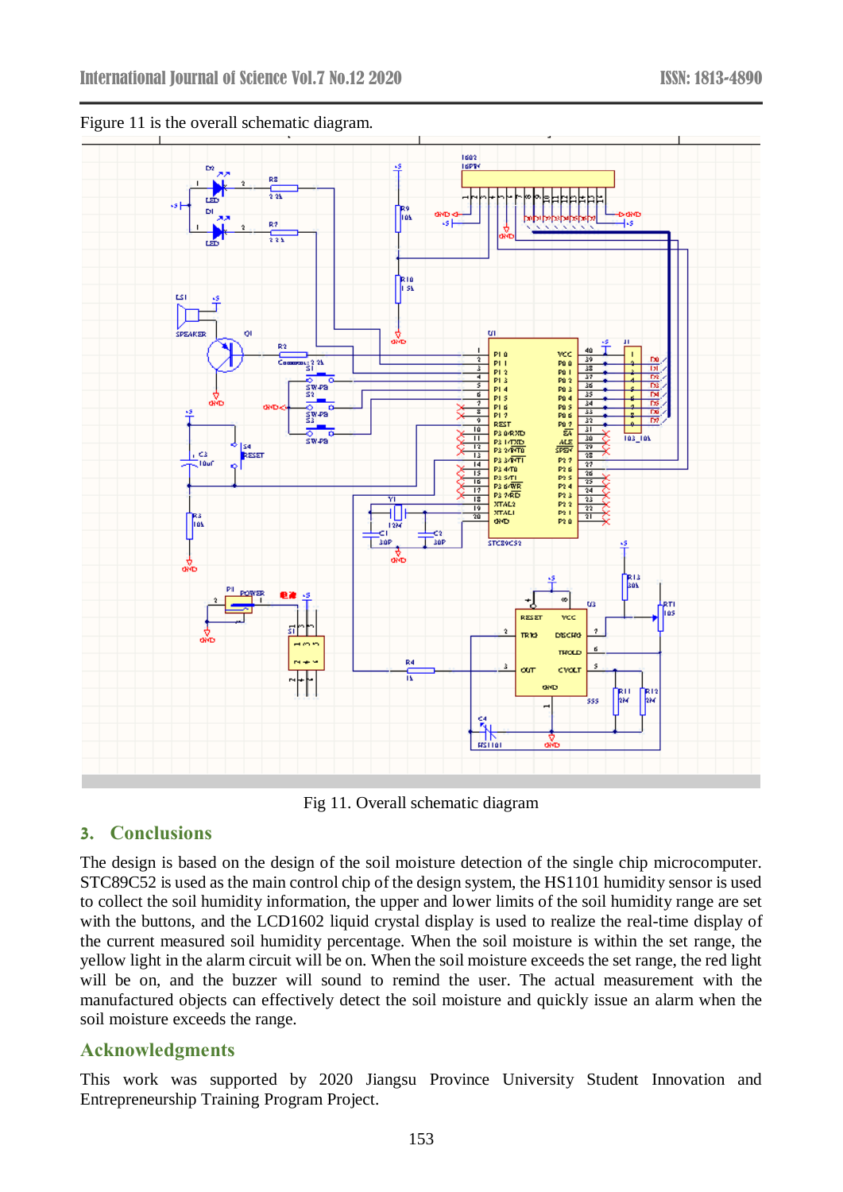Figure 11 is the overall schematic diagram.

Fig 11. Overall schematic diagram

## 3. Conclusions

The design is based on the design of the soil moisture detection of the single chip microcomputer. STC89C52 is used as the main control chip of the design system, the HS1101 humidity sensor is used to collect the soil humidity information, the upper and lower limits of the soil humidity range are set with the buttons, and the LCD1602 liquid crystal display is used to realize the real-time display of the current measured soil humidity percentage. When the soil moisture is within the set range, the yellow light in the alarm circuit will be on. When the soil moisture exceeds the set range, the red light will be on, and the buzzer will sound to remind the user. The actual measurement with the manufactured objects can effectively detect the soil moisture and quickly issue an alarm when the soil moisture exceeds the range.

## Acknowledgments

This work was supported by 2020 Jiangsu Province University Student Innovation and Entrepreneurship Training Program Project.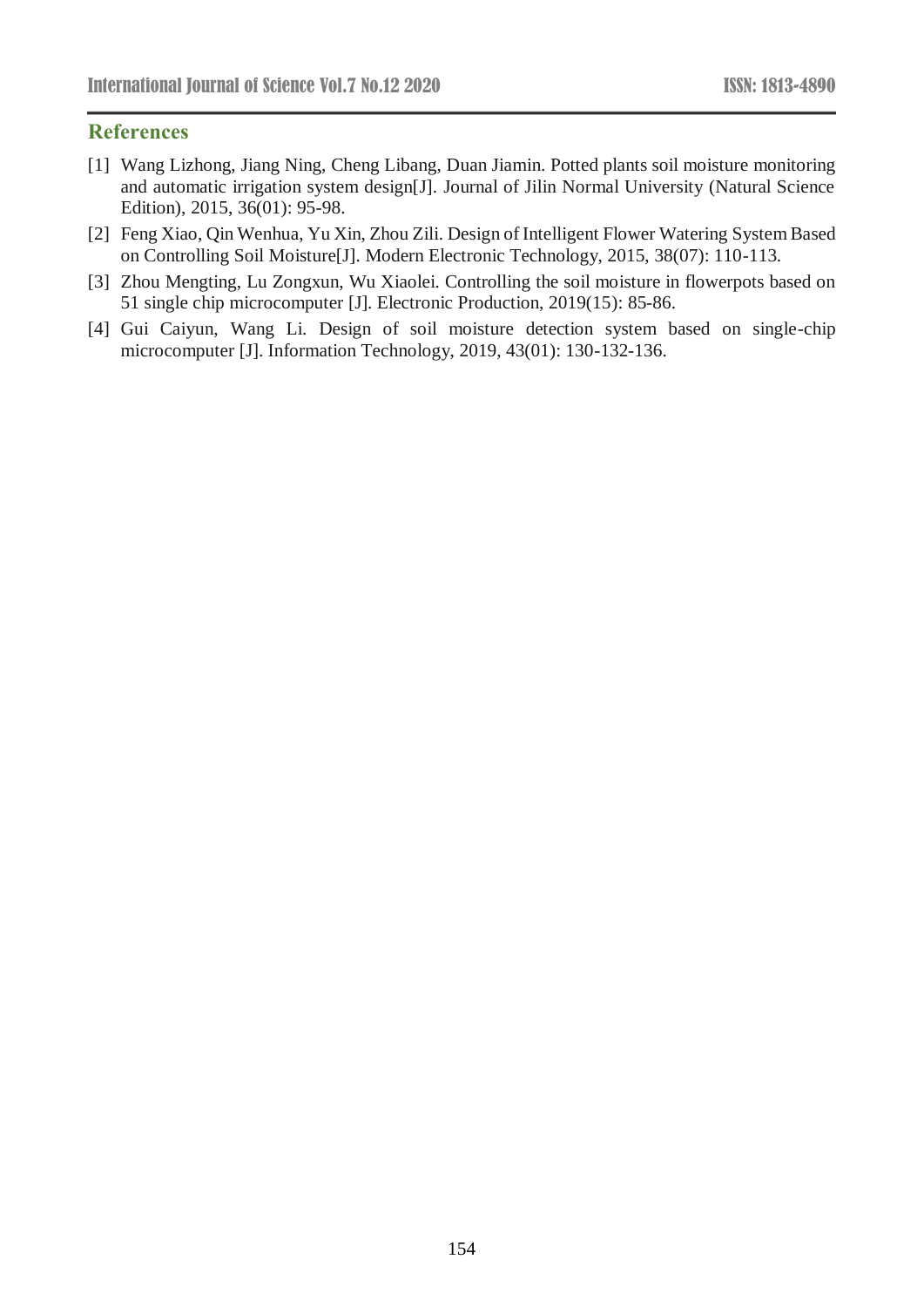## References

[1] Wang Lizhong, Jiang Ning, Cheng Libang, Duan Jiamin. Potted plants soil moisture monitoring and automatic irrigation system design[J]. Journal of Jilin Normal University (Natural Science Edition), 2015, 36(01): 95-98.

[2] Feng Xiao, Qin Wenhua, Yu Xin, Zhou Zili. Design of Intelligent Flower Watering System Based on Controlling Soil Moisture[J]. Modern Electronic Technology, 2015, 38(07): 110-113.

[3] Zhou Mengting, Lu Zongxun, Wu Xiaolei. Controlling the soil moisture in flowerpots based on 51 single chip microcomputer [J]. Electronic Production, 2019(15): 85-86.

[4] Gui Caiyun, Wang Li. Design of soil moisture detection system based on single-chip microcomputer [J]. Information Technology, 2019, 43(01): 130-132-136.